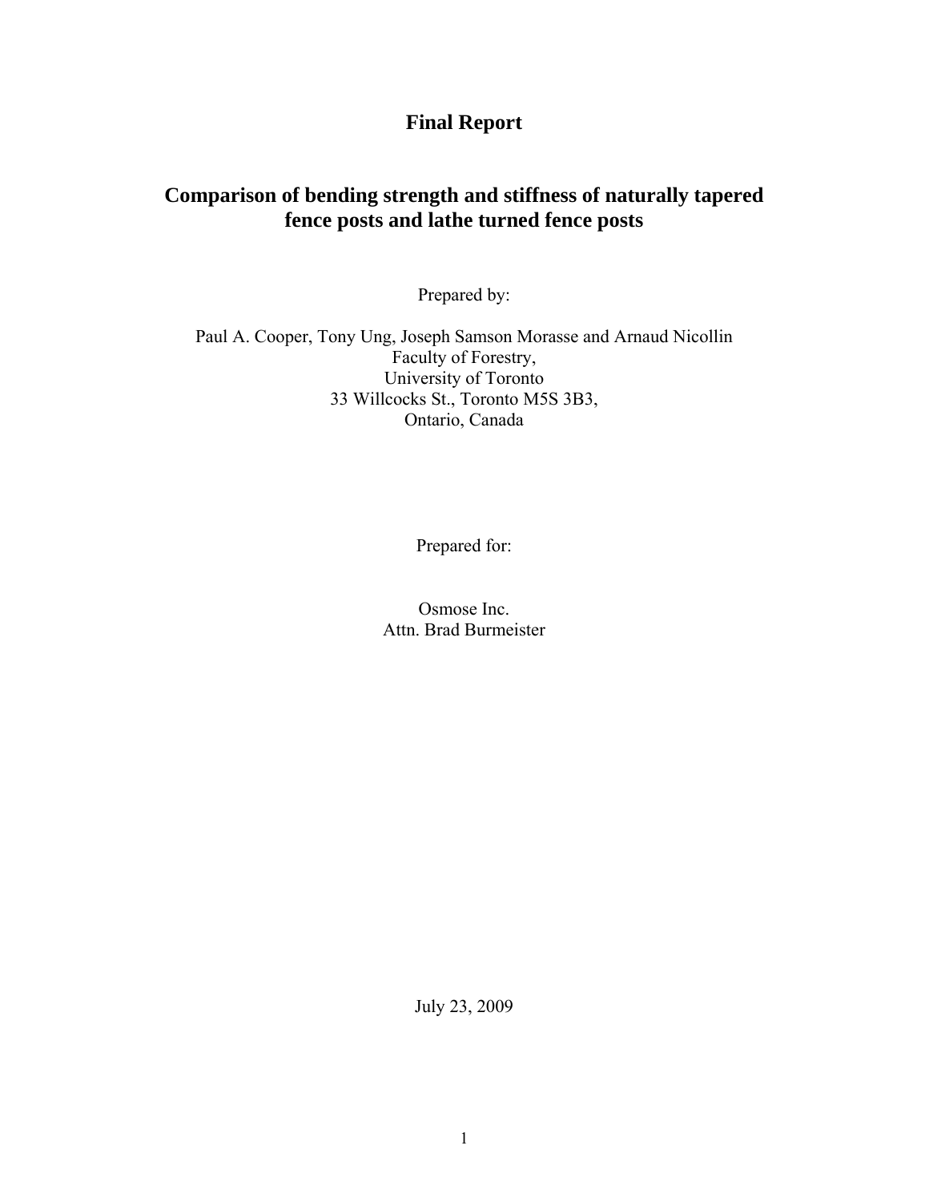# Final Report

## Comparison of bending strength and stiffness of naturally tapered fence posts and lathe turned fence posts

Prepared by:

Paul A. Cooper, Tony Ung, Joseph Samson Morasse and Arnaud Nicollin
Faculty of Forestry,
University of Toronto
33 Willcocks St., Toronto M5S 3B3,
Ontario, Canada

Prepared for:

Osmose Inc.
Attn. Brad Burmeister

July 23, 2009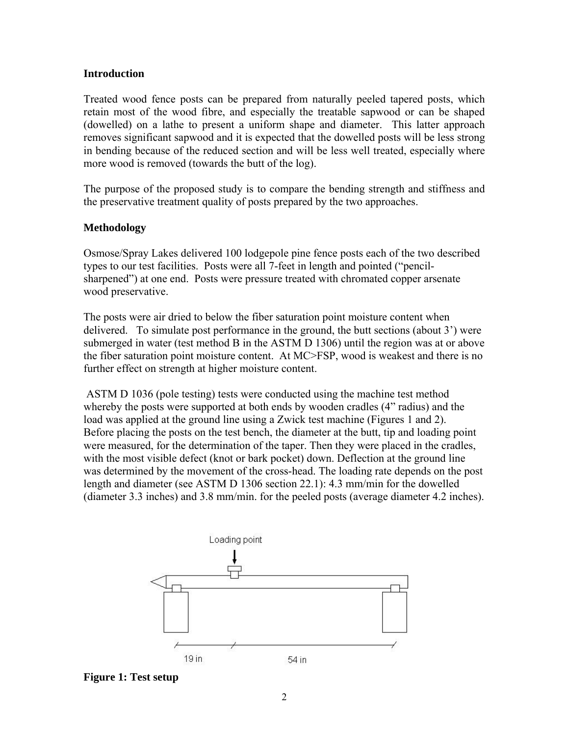## Introduction

Treated wood fence posts can be prepared from naturally peeled tapered posts, which retain most of the wood fibre, and especially the treatable sapwood or can be shaped (dowelled) on a lathe to present a uniform shape and diameter. This latter approach removes significant sapwood and it is expected that the dowelled posts will be less strong in bending because of the reduced section and will be less well treated, especially where more wood is removed (towards the butt of the log).

The purpose of the proposed study is to compare the bending strength and stiffness and the preservative treatment quality of posts prepared by the two approaches.

## Methodology

Osmose/Spray Lakes delivered 100 lodgepole pine fence posts each of the two described types to our test facilities. Posts were all 7-feet in length and pointed ("pencil-sharpened") at one end. Posts were pressure treated with chromated copper arsenate wood preservative.

The posts were air dried to below the fiber saturation point moisture content when delivered. To simulate post performance in the ground, the butt sections (about 3') were submerged in water (test method B in the ASTM D 1306) until the region was at or above the fiber saturation point moisture content. At MC>FSP, wood is weakest and there is no further effect on strength at higher moisture content.

ASTM D 1036 (pole testing) tests were conducted using the machine test method whereby the posts were supported at both ends by wooden cradles (4" radius) and the load was applied at the ground line using a Zwick test machine (Figures 1 and 2). Before placing the posts on the test bench, the diameter at the butt, tip and loading point were measured, for the determination of the taper. Then they were placed in the cradles, with the most visible defect (knot or bark pocket) down. Deflection at the ground line was determined by the movement of the cross-head. The loading rate depends on the post length and diameter (see ASTM D 1306 section 22.1): 4.3 mm/min for the dowelled (diameter 3.3 inches) and 3.8 mm/min. for the peeled posts (average diameter 4.2 inches).

Loading point

19 in

54 in

**Figure 1: Test setup**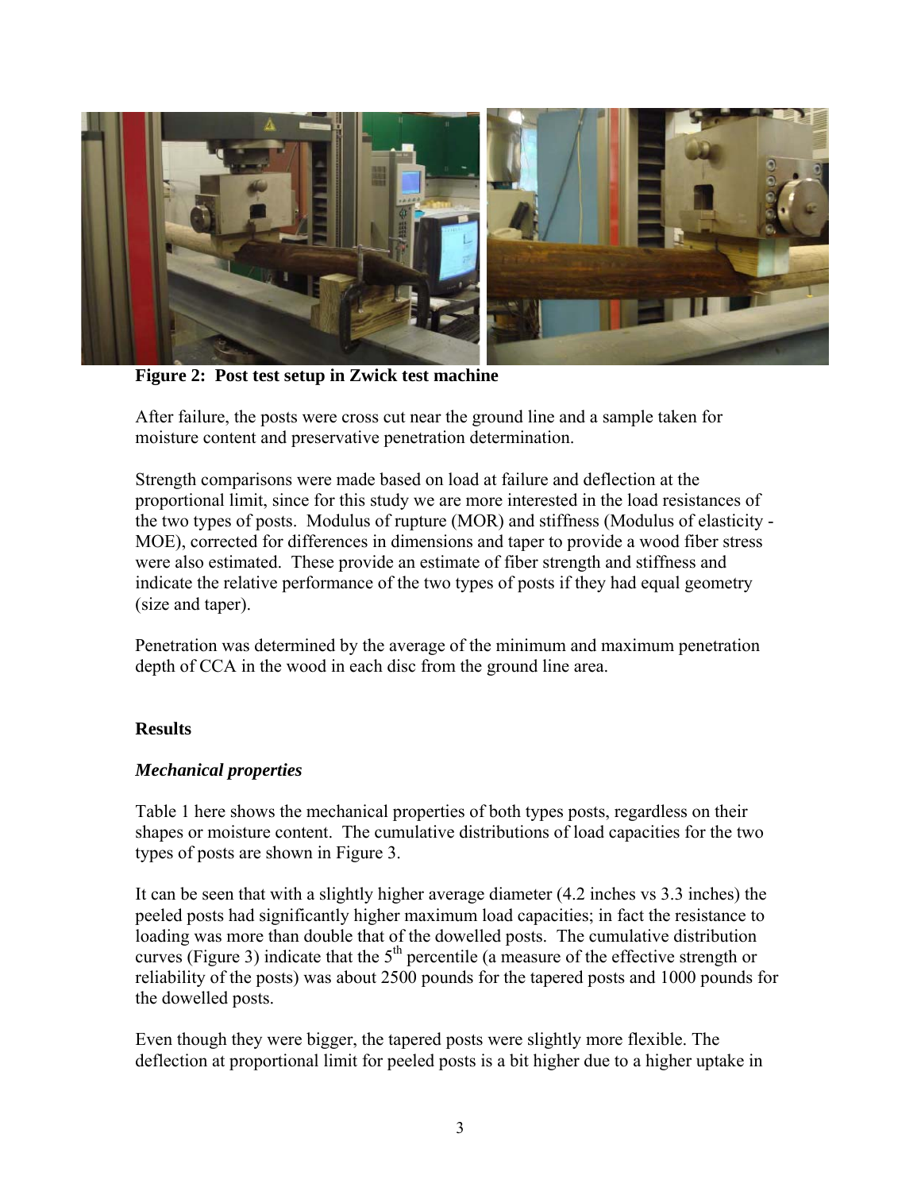**Figure 2: Post test setup in Zwick test machine**

After failure, the posts were cross cut near the ground line and a sample taken for moisture content and preservative penetration determination.

Strength comparisons were made based on load at failure and deflection at the proportional limit, since for this study we are more interested in the load resistances of the two types of posts. Modulus of rupture (MOR) and stiffness (Modulus of elasticity - MOE), corrected for differences in dimensions and taper to provide a wood fiber stress were also estimated. These provide an estimate of fiber strength and stiffness and indicate the relative performance of the two types of posts if they had equal geometry (size and taper).

Penetration was determined by the average of the minimum and maximum penetration depth of CCA in the wood in each disc from the ground line area.

## Results

### *Mechanical properties*

Table 1 here shows the mechanical properties of both types posts, regardless on their shapes or moisture content. The cumulative distributions of load capacities for the two types of posts are shown in Figure 3.

It can be seen that with a slightly higher average diameter (4.2 inches vs 3.3 inches) the peeled posts had significantly higher maximum load capacities; in fact the resistance to loading was more than double that of the dowelled posts. The cumulative distribution curves (Figure 3) indicate that the 5th percentile (a measure of the effective strength or reliability of the posts) was about 2500 pounds for the tapered posts and 1000 pounds for the dowelled posts.

Even though they were bigger, the tapered posts were slightly more flexible. The deflection at proportional limit for peeled posts is a bit higher due to a higher uptake in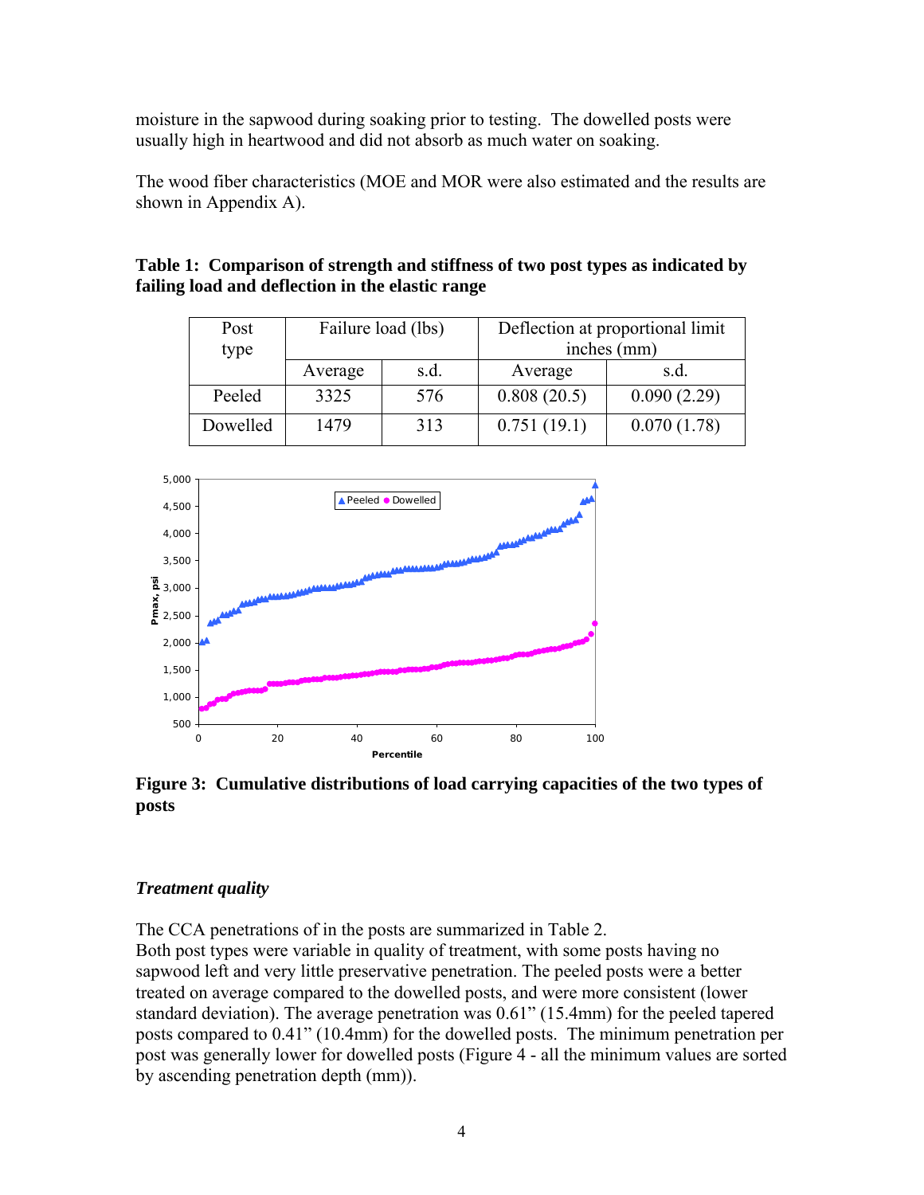moisture in the sapwood during soaking prior to testing. The dowelled posts were usually high in heartwood and did not absorb as much water on soaking.

The wood fiber characteristics (MOE and MOR were also estimated and the results are shown in Appendix A).

**Table 1: Comparison of strength and stiffness of two post types as indicated by failing load and deflection in the elastic range**

| Post type | Failure load (lbs) | | Deflection at proportional limit inches (mm) | |
|---|---|---|---|---|
| | Average | s.d. | Average | s.d. |
| Peeled | 3325 | 576 | 0.808 (20.5) | 0.090 (2.29) |
| Dowelled | 1479 | 313 | 0.751 (19.1) | 0.070 (1.78) |

Peeled Dowelled

Pmax, psi

5,000
4,500
4,000
3,500
3,000
2,500
2,000
1,500
1,000
500

0 20 40 60 80 100

Percentile

**Figure 3: Cumulative distributions of load carrying capacities of the two types of posts**

### *Treatment quality*

The CCA penetrations of in the posts are summarized in Table 2.
Both post types were variable in quality of treatment, with some posts having no sapwood left and very little preservative penetration. The peeled posts were a better treated on average compared to the dowelled posts, and were more consistent (lower standard deviation). The average penetration was 0.61" (15.4mm) for the peeled tapered posts compared to 0.41" (10.4mm) for the dowelled posts. The minimum penetration per post was generally lower for dowelled posts (Figure 4 - all the minimum values are sorted by ascending penetration depth (mm)).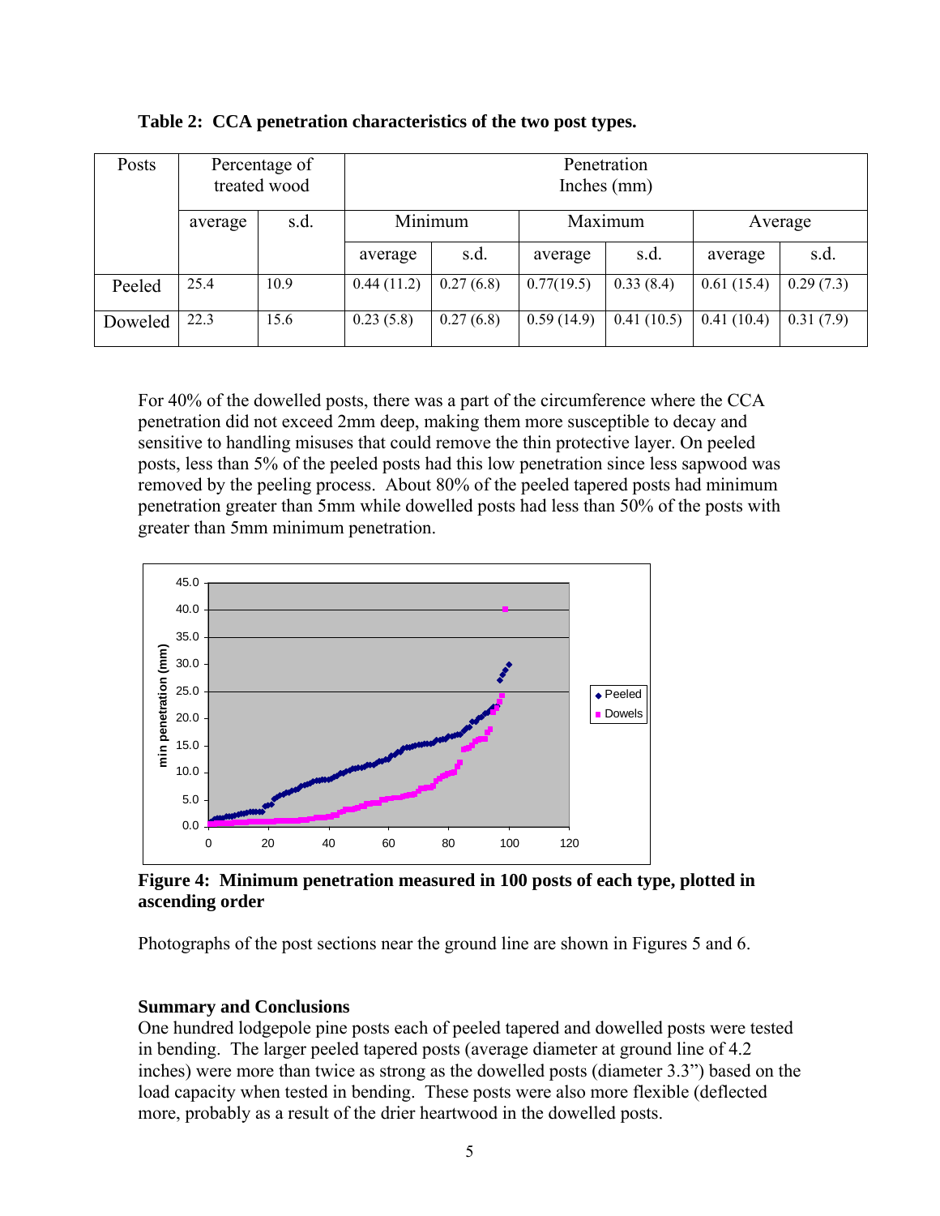**Table 2: CCA penetration characteristics of the two post types.**

| Posts | Percentage of treated wood | | Penetration Inches (mm) | | | | | |
|---|---|---|---|---|---|---|---|---|
| | | | Minimum | | Maximum | | Average | |
| | average | s.d. | average | s.d. | average | s.d. | average | s.d. |
| Peeled | 25.4 | 10.9 | 0.44 (11.2) | 0.27 (6.8) | 0.77(19.5) | 0.33 (8.4) | 0.61 (15.4) | 0.29 (7.3) |
| Doweled | 22.3 | 15.6 | 0.23 (5.8) | 0.27 (6.8) | 0.59 (14.9) | 0.41 (10.5) | 0.41 (10.4) | 0.31 (7.9) |

For 40% of the dowelled posts, there was a part of the circumference where the CCA penetration did not exceed 2mm deep, making them more susceptible to decay and sensitive to handling misuses that could remove the thin protective layer. On peeled posts, less than 5% of the peeled posts had this low penetration since less sapwood was removed by the peeling process. About 80% of the peeled tapered posts had minimum penetration greater than 5mm while dowelled posts had less than 50% of the posts with greater than 5mm minimum penetration.

**Figure 4: Minimum penetration measured in 100 posts of each type, plotted in ascending order**

Photographs of the post sections near the ground line are shown in Figures 5 and 6.

**Summary and Conclusions**

One hundred lodgepole pine posts each of peeled tapered and dowelled posts were tested in bending. The larger peeled tapered posts (average diameter at ground line of 4.2 inches) were more than twice as strong as the dowelled posts (diameter 3.3") based on the load capacity when tested in bending. These posts were also more flexible (deflected more, probably as a result of the drier heartwood in the dowelled posts.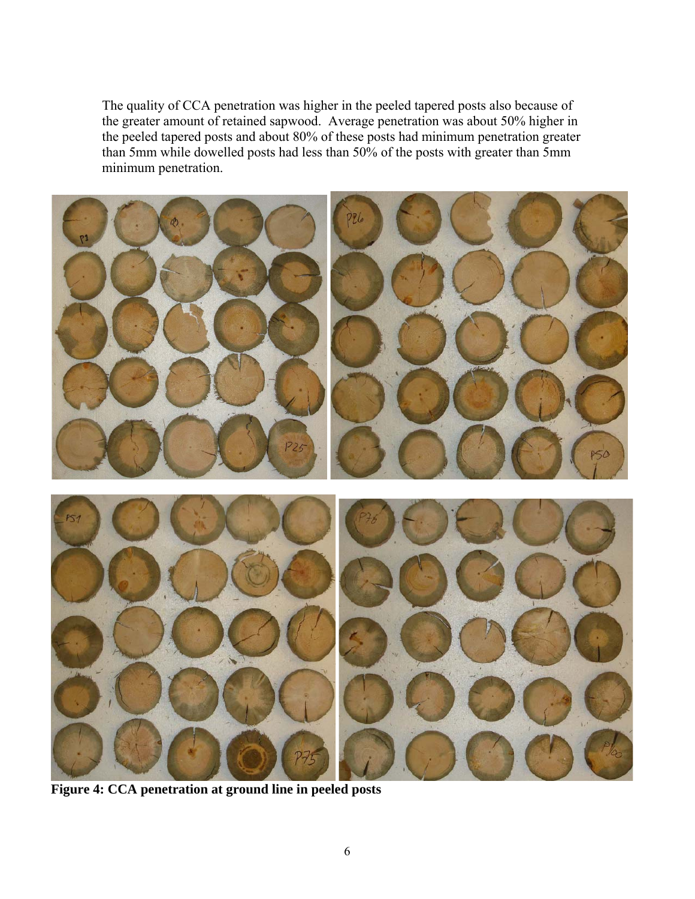The quality of CCA penetration was higher in the peeled tapered posts also because of the greater amount of retained sapwood. Average penetration was about 50% higher in the peeled tapered posts and about 80% of these posts had minimum penetration greater than 5mm while dowelled posts had less than 50% of the posts with greater than 5mm minimum penetration.

**Figure 4: CCA penetration at ground line in peeled posts**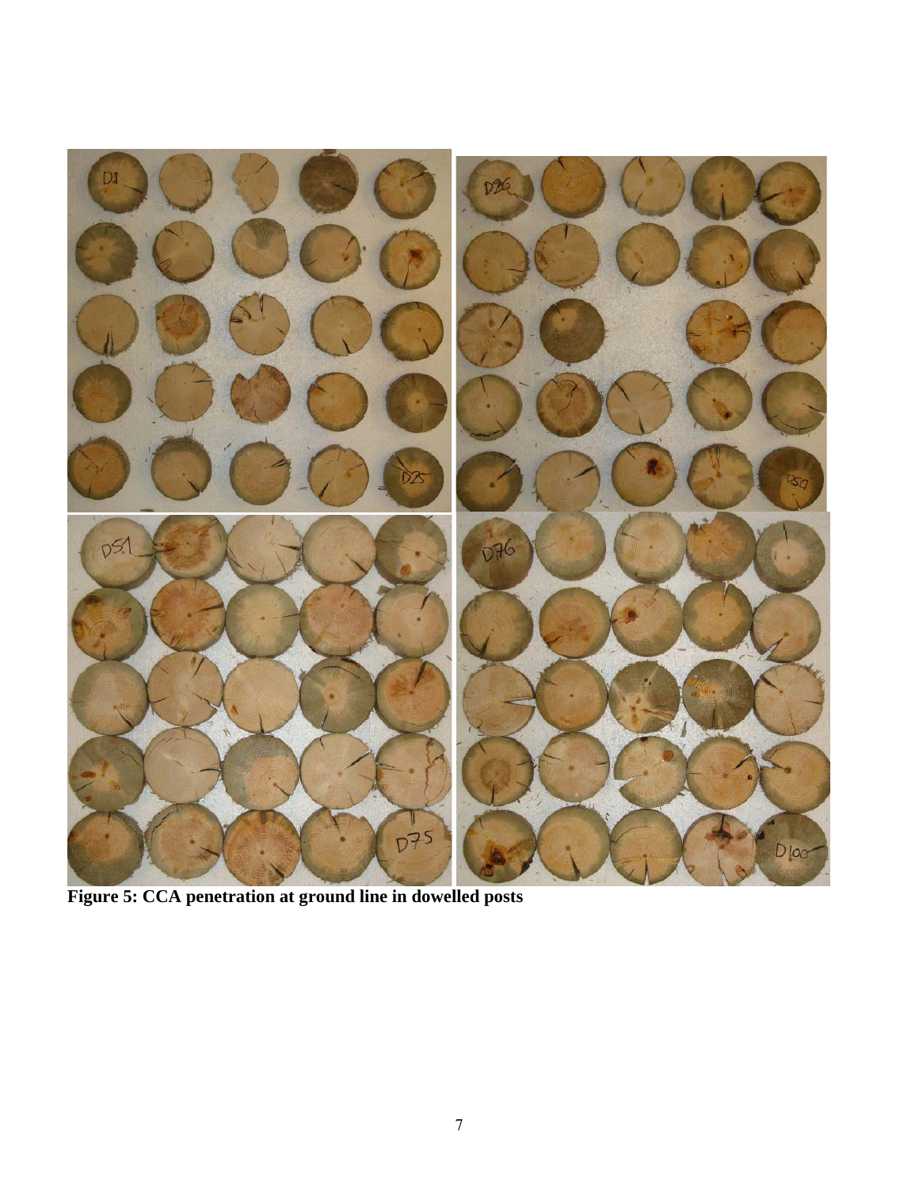**Figure 5: CCA penetration at ground line in dowelled posts**